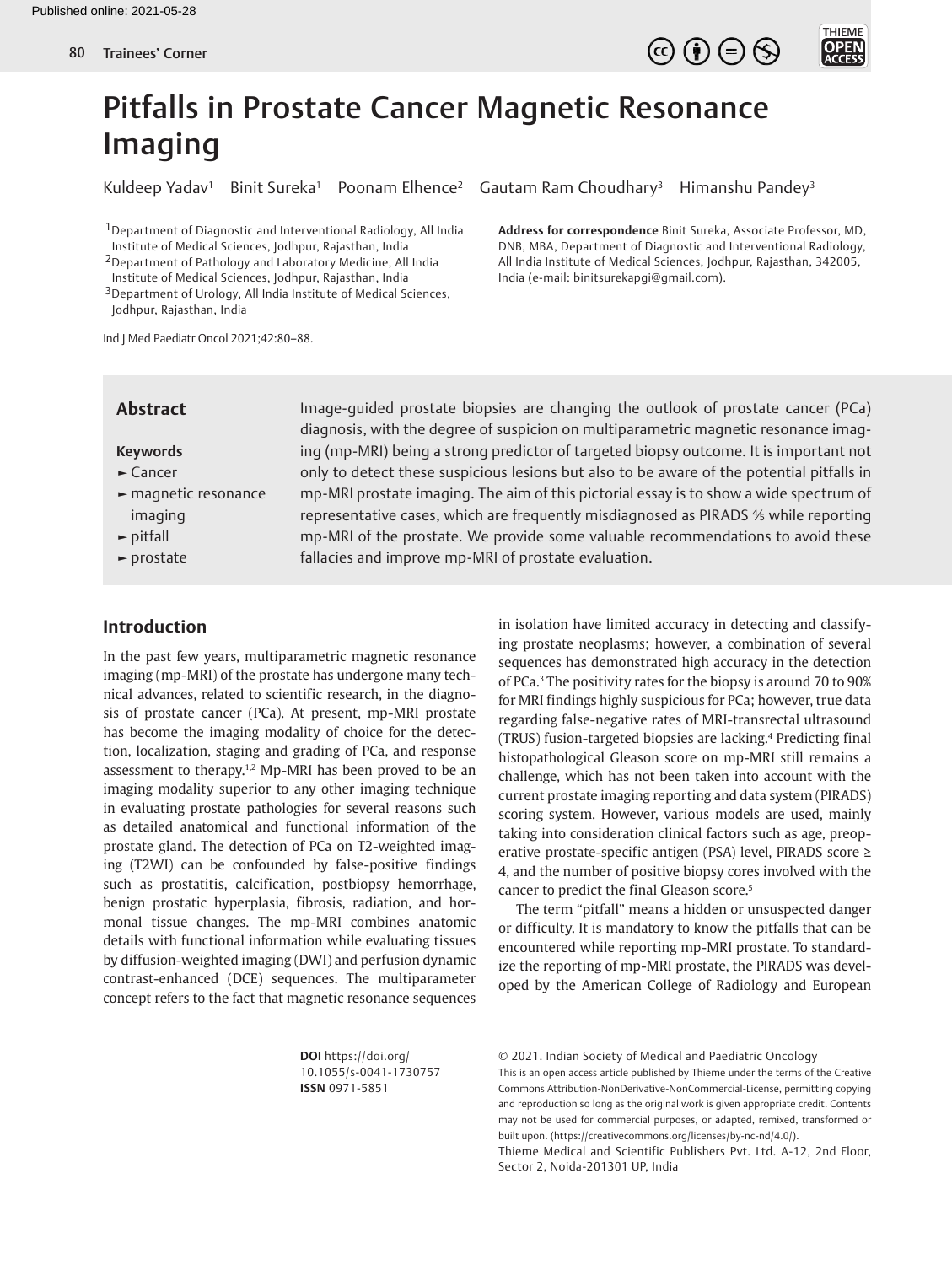Published online: 2021-05-28

# Pitfalls in Prostate Cancer Magnetic Resonance Imaging

Kuldeep Yadav[1] Binit Sureka[1] Poonam Elhence[2] Gautam Ram Choudhary[3] Himanshu Pandey[3]

[1]Department of Diagnostic and Interventional Radiology, All India Institute of Medical Sciences, Jodhpur, Rajasthan, India
[2]Department of Pathology and Laboratory Medicine, All India Institute of Medical Sciences, Jodhpur, Rajasthan, India
[3]Department of Urology, All India Institute of Medical Sciences, Jodhpur, Rajasthan, India

**Address for correspondence** Binit Sureka, Associate Professor, MD, DNB, MBA, Department of Diagnostic and Interventional Radiology, All India Institute of Medical Sciences, Jodhpur, Rajasthan, 342005, India (e-mail: binitsurekapgi@gmail.com).

Ind J Med Paediatr Oncol 2021;42:80–88.

## Abstract

Image-guided prostate biopsies are changing the outlook of prostate cancer (PCa) diagnosis, with the degree of suspicion on multiparametric magnetic resonance imaging (mp-MRI) being a strong predictor of targeted biopsy outcome. It is important not only to detect these suspicious lesions but also to be aware of the potential pitfalls in mp-MRI prostate imaging. The aim of this pictorial essay is to show a wide spectrum of representative cases, which are frequently misdiagnosed as PIRADS 4/5 while reporting mp-MRI of the prostate. We provide some valuable recommendations to avoid these fallacies and improve mp-MRI of prostate evaluation.

**Keywords**

- Cancer
- magnetic resonance imaging
- pitfall
- prostate

## Introduction

In the past few years, multiparametric magnetic resonance imaging (mp-MRI) of the prostate has undergone many technical advances, related to scientific research, in the diagnosis of prostate cancer (PCa). At present, mp-MRI prostate has become the imaging modality of choice for the detection, localization, staging and grading of PCa, and response assessment to therapy.[1,2] Mp-MRI has been proved to be an imaging modality superior to any other imaging technique in evaluating prostate pathologies for several reasons such as detailed anatomical and functional information of the prostate gland. The detection of PCa on T2-weighted imaging (T2WI) can be confounded by false-positive findings such as prostatitis, calcification, postbiopsy hemorrhage, benign prostatic hyperplasia, fibrosis, radiation, and hormonal tissue changes. The mp-MRI combines anatomic details with functional information while evaluating tissues by diffusion-weighted imaging (DWI) and perfusion dynamic contrast-enhanced (DCE) sequences. The multiparameter concept refers to the fact that magnetic resonance sequences in isolation have limited accuracy in detecting and classifying prostate neoplasms; however, a combination of several sequences has demonstrated high accuracy in the detection of PCa.[3] The positivity rates for the biopsy is around 70 to 90% for MRI findings highly suspicious for PCa; however, true data regarding false-negative rates of MRI-transrectal ultrasound (TRUS) fusion-targeted biopsies are lacking.[4] Predicting final histopathological Gleason score on mp-MRI still remains a challenge, which has not been taken into account with the current prostate imaging reporting and data system (PIRADS) scoring system. However, various models are used, mainly taking into consideration clinical factors such as age, preoperative prostate-specific antigen (PSA) level, PIRADS score ≥ 4, and the number of positive biopsy cores involved with the cancer to predict the final Gleason score.[5]

The term "pitfall" means a hidden or unsuspected danger or difficulty. It is mandatory to know the pitfalls that can be encountered while reporting mp-MRI prostate. To standardize the reporting of mp-MRI prostate, the PIRADS was developed by the American College of Radiology and European

**DOI** https://doi.org/10.1055/s-0041-1730757
**ISSN** 0971-5851

© 2021. Indian Society of Medical and Paediatric Oncology
This is an open access article published by Thieme under the terms of the Creative Commons Attribution-NonDerivative-NonCommercial-License, permitting copying and reproduction so long as the original work is given appropriate credit. Contents may not be used for commercial purposes, or adapted, remixed, transformed or built upon. (https://creativecommons.org/licenses/by-nc-nd/4.0/).
Thieme Medical and Scientific Publishers Pvt. Ltd. A-12, 2nd Floor, Sector 2, Noida-201301 UP, India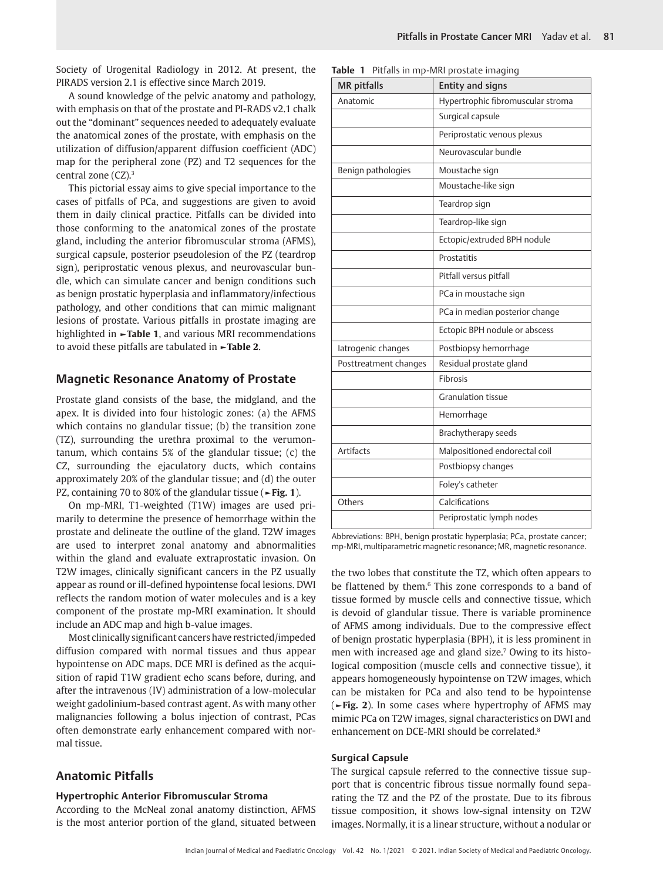Society of Urogenital Radiology in 2012. At present, the PIRADS version 2.1 is effective since March 2019.

A sound knowledge of the pelvic anatomy and pathology, with emphasis on that of the prostate and PI-RADS v2.1 chalk out the "dominant" sequences needed to adequately evaluate the anatomical zones of the prostate, with emphasis on the utilization of diffusion/apparent diffusion coefficient (ADC) map for the peripheral zone (PZ) and T2 sequences for the central zone (CZ).[3]

This pictorial essay aims to give special importance to the cases of pitfalls of PCa, and suggestions are given to avoid them in daily clinical practice. Pitfalls can be divided into those conforming to the anatomical zones of the prostate gland, including the anterior fibromuscular stroma (AFMS), surgical capsule, posterior pseudolesion of the PZ (teardrop sign), periprostatic venous plexus, and neurovascular bundle, which can simulate cancer and benign conditions such as benign prostatic hyperplasia and inflammatory/infectious pathology, and other conditions that can mimic malignant lesions of prostate. Various pitfalls in prostate imaging are highlighted in ►**Table 1**, and various MRI recommendations to avoid these pitfalls are tabulated in ►**Table 2**.

## Magnetic Resonance Anatomy of Prostate

Prostate gland consists of the base, the midgland, and the apex. It is divided into four histologic zones: (a) the AFMS which contains no glandular tissue; (b) the transition zone (TZ), surrounding the urethra proximal to the verumontanum, which contains 5% of the glandular tissue; (c) the CZ, surrounding the ejaculatory ducts, which contains approximately 20% of the glandular tissue; and (d) the outer PZ, containing 70 to 80% of the glandular tissue (►**Fig. 1**).

On mp-MRI, T1-weighted (T1W) images are used primarily to determine the presence of hemorrhage within the prostate and delineate the outline of the gland. T2W images are used to interpret zonal anatomy and abnormalities within the gland and evaluate extraprostatic invasion. On T2W images, clinically significant cancers in the PZ usually appear as round or ill-defined hypointense focal lesions. DWI reflects the random motion of water molecules and is a key component of the prostate mp-MRI examination. It should include an ADC map and high b-value images.

Most clinically significant cancers have restricted/impeded diffusion compared with normal tissues and thus appear hypointense on ADC maps. DCE MRI is defined as the acquisition of rapid T1W gradient echo scans before, during, and after the intravenous (IV) administration of a low-molecular weight gadolinium-based contrast agent. As with many other malignancies following a bolus injection of contrast, PCas often demonstrate early enhancement compared with normal tissue.

## Anatomic Pitfalls

### Hypertrophic Anterior Fibromuscular Stroma

According to the McNeal zonal anatomy distinction, AFMS is the most anterior portion of the gland, situated between the two lobes that constitute the TZ, which often appears to be flattened by them.[6] This zone corresponds to a band of tissue formed by muscle cells and connective tissue, which is devoid of glandular tissue. There is variable prominence of AFMS among individuals. Due to the compressive effect of benign prostatic hyperplasia (BPH), it is less prominent in men with increased age and gland size.[7] Owing to its histological composition (muscle cells and connective tissue), it appears homogeneously hypointense on T2W images, which can be mistaken for PCa and also tend to be hypointense (►**Fig. 2**). In some cases where hypertrophy of AFMS may mimic PCa on T2W images, signal characteristics on DWI and enhancement on DCE-MRI should be correlated.[8]

### Surgical Capsule

The surgical capsule referred to the connective tissue support that is concentric fibrous tissue normally found separating the TZ and the PZ of the prostate. Due to its fibrous tissue composition, it shows low-signal intensity on T2W images. Normally, it is a linear structure, without a nodular or

**Table 1** Pitfalls in mp-MRI prostate imaging

| MR pitfalls | Entity and signs |
|---|---|
| Anatomic | Hypertrophic fibromuscular stroma |
| | Surgical capsule |
| | Periprostatic venous plexus |
| | Neurovascular bundle |
| Benign pathologies | Moustache sign |
| | Moustache-like sign |
| | Teardrop sign |
| | Teardrop-like sign |
| | Ectopic/extruded BPH nodule |
| | Prostatitis |
| | Pitfall versus pitfall |
| | PCa in moustache sign |
| | PCa in median posterior change |
| | Ectopic BPH nodule or abscess |
| Iatrogenic changes | Postbiopsy hemorrhage |
| Posttreatment changes | Residual prostate gland |
| | Fibrosis |
| | Granulation tissue |
| | Hemorrhage |
| | Brachytherapy seeds |
| Artifacts | Malpositioned endorectal coil |
| | Postbiopsy changes |
| | Foley's catheter |
| Others | Calcifications |
| | Periprostatic lymph nodes |

Abbreviations: BPH, benign prostatic hyperplasia; PCa, prostate cancer; mp-MRI, multiparametric magnetic resonance; MR, magnetic resonance.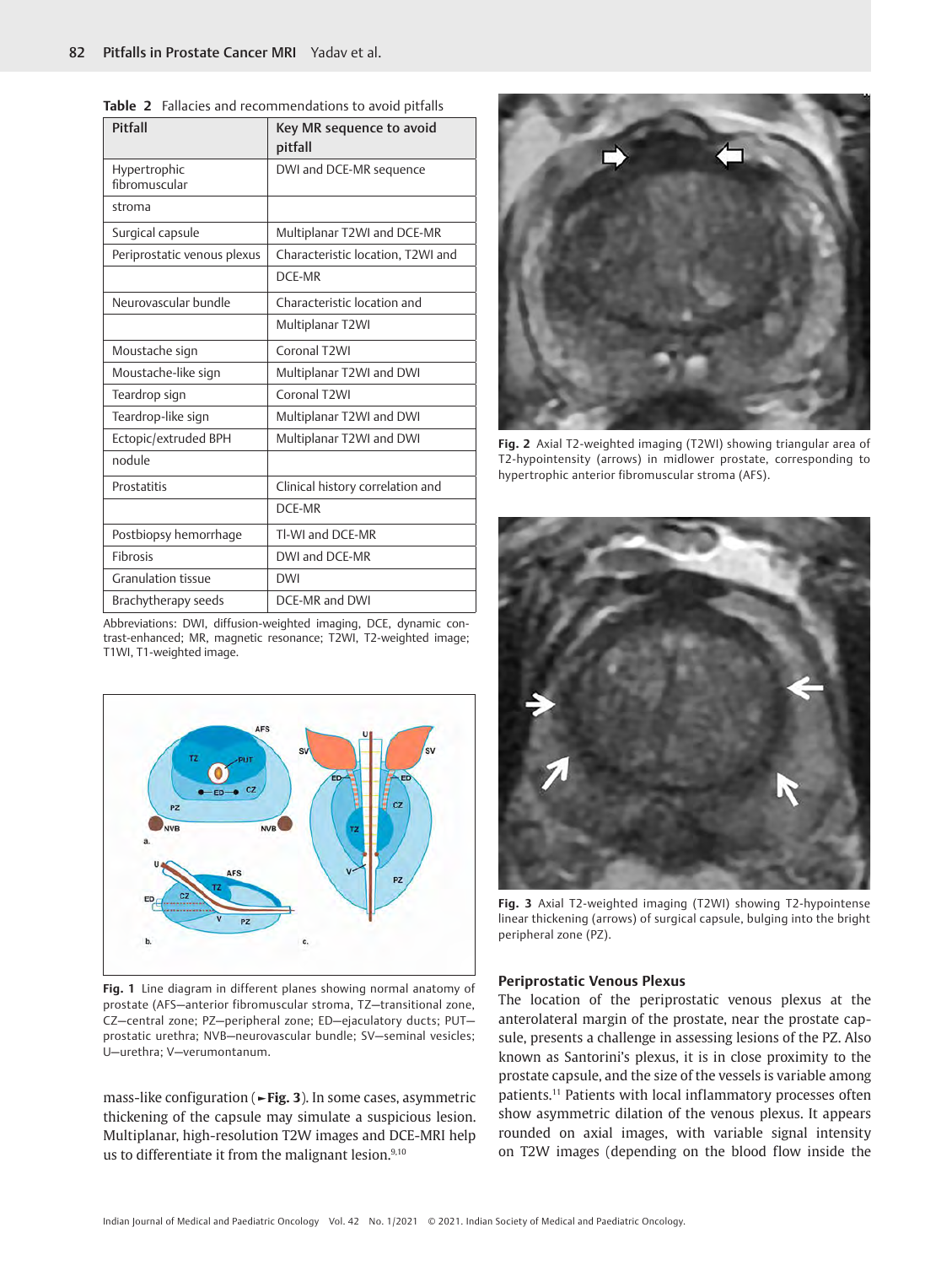**Table 2** Fallacies and recommendations to avoid pitfalls

| Pitfall | Key MR sequence to avoid pitfall |
| --- | --- |
| Hypertrophic fibromuscular stroma | DWI and DCE-MR sequence |
| Surgical capsule | Multiplanar T2WI and DCE-MR |
| Periprostatic venous plexus | Characteristic location, T2WI and DCE-MR |
| Neurovascular bundle | Characteristic location and Multiplanar T2WI |
| Moustache sign | Coronal T2WI |
| Moustache-like sign | Multiplanar T2WI and DWI |
| Teardrop sign | Coronal T2WI |
| Teardrop-like sign | Multiplanar T2WI and DWI |
| Ectopic/extruded BPH nodule | Multiplanar T2WI and DWI |
| Prostatitis | Clinical history correlation and DCE-MR |
| Postbiopsy hemorrhage | TI-WI and DCE-MR |
| Fibrosis | DWI and DCE-MR |
| Granulation tissue | DWI |
| Brachytherapy seeds | DCE-MR and DWI |

Abbreviations: DWI, diffusion-weighted imaging, DCE, dynamic contrast-enhanced; MR, magnetic resonance; T2WI, T2-weighted image; T1WI, T1-weighted image.

**Fig. 1** Line diagram in different planes showing normal anatomy of prostate (AFS—anterior fibromuscular stroma, TZ—transitional zone, CZ—central zone; PZ—peripheral zone; ED—ejaculatory ducts; PUT—prostatic urethra; NVB—neurovascular bundle; SV—seminal vesicles; U—urethra; V—verumontanum.

mass-like configuration (►Fig. 3). In some cases, asymmetric thickening of the capsule may simulate a suspicious lesion. Multiplanar, high-resolution T2W images and DCE-MRI help us to differentiate it from the malignant lesion.[9,10]

**Fig. 2** Axial T2-weighted imaging (T2WI) showing triangular area of T2-hypointensity (arrows) in midlower prostate, corresponding to hypertrophic anterior fibromuscular stroma (AFS).

**Fig. 3** Axial T2-weighted imaging (T2WI) showing T2-hypointense linear thickening (arrows) of surgical capsule, bulging into the bright peripheral zone (PZ).

### Periprostatic Venous Plexus

The location of the periprostatic venous plexus at the anterolateral margin of the prostate, near the prostate capsule, presents a challenge in assessing lesions of the PZ. Also known as Santorini's plexus, it is in close proximity to the prostate capsule, and the size of the vessels is variable among patients.[11] Patients with local inflammatory processes often show asymmetric dilation of the venous plexus. It appears rounded on axial images, with variable signal intensity on T2W images (depending on the blood flow inside the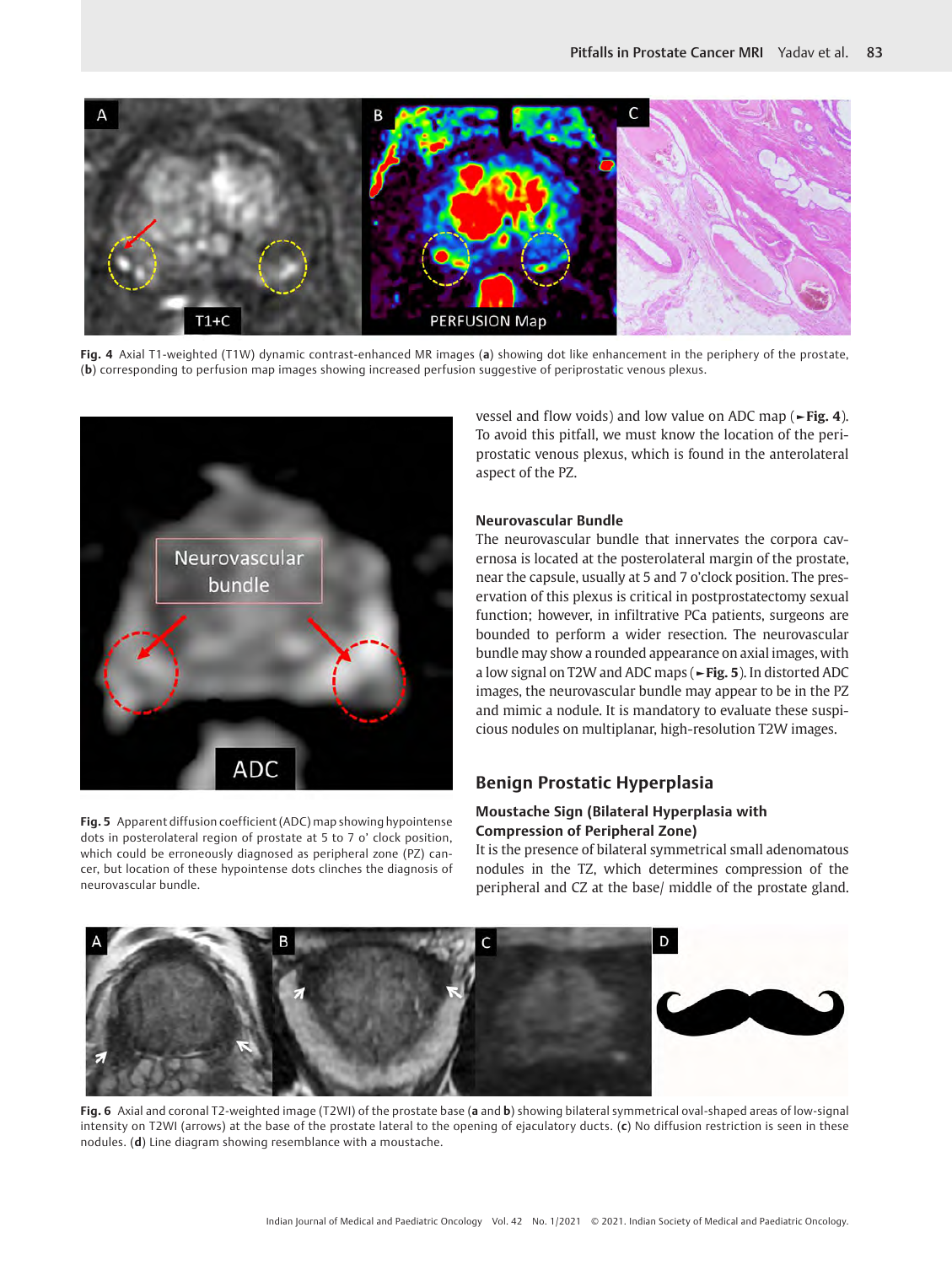Fig. 4 Axial T1-weighted (T1W) dynamic contrast-enhanced MR images (**a**) showing dot like enhancement in the periphery of the prostate, (**b**) corresponding to perfusion map images showing increased perfusion suggestive of periprostatic venous plexus.

Fig. 5 Apparent diffusion coefficient (ADC) map showing hypointense dots in posterolateral region of prostate at 5 to 7 o' clock position, which could be erroneously diagnosed as peripheral zone (PZ) cancer, but location of these hypointense dots clinches the diagnosis of neurovascular bundle.

vessel and flow voids) and low value on ADC map (►**Fig. 4**). To avoid this pitfall, we must know the location of the periprostatic venous plexus, which is found in the anterolateral aspect of the PZ.

### Neurovascular Bundle

The neurovascular bundle that innervates the corpora cavernosa is located at the posterolateral margin of the prostate, near the capsule, usually at 5 and 7 o'clock position. The preservation of this plexus is critical in postprostatectomy sexual function; however, in infiltrative PCa patients, surgeons are bounded to perform a wider resection. The neurovascular bundle may show a rounded appearance on axial images, with a low signal on T2W and ADC maps (►**Fig. 5**). In distorted ADC images, the neurovascular bundle may appear to be in the PZ and mimic a nodule. It is mandatory to evaluate these suspicious nodules on multiplanar, high-resolution T2W images.

## Benign Prostatic Hyperplasia

### Moustache Sign (Bilateral Hyperplasia with Compression of Peripheral Zone)

It is the presence of bilateral symmetrical small adenomatous nodules in the TZ, which determines compression of the peripheral and CZ at the base/ middle of the prostate gland.

Fig. 6 Axial and coronal T2-weighted image (T2WI) of the prostate base (**a** and **b**) showing bilateral symmetrical oval-shaped areas of low-signal intensity on T2WI (arrows) at the base of the prostate lateral to the opening of ejaculatory ducts. (**c**) No diffusion restriction is seen in these nodules. (**d**) Line diagram showing resemblance with a moustache.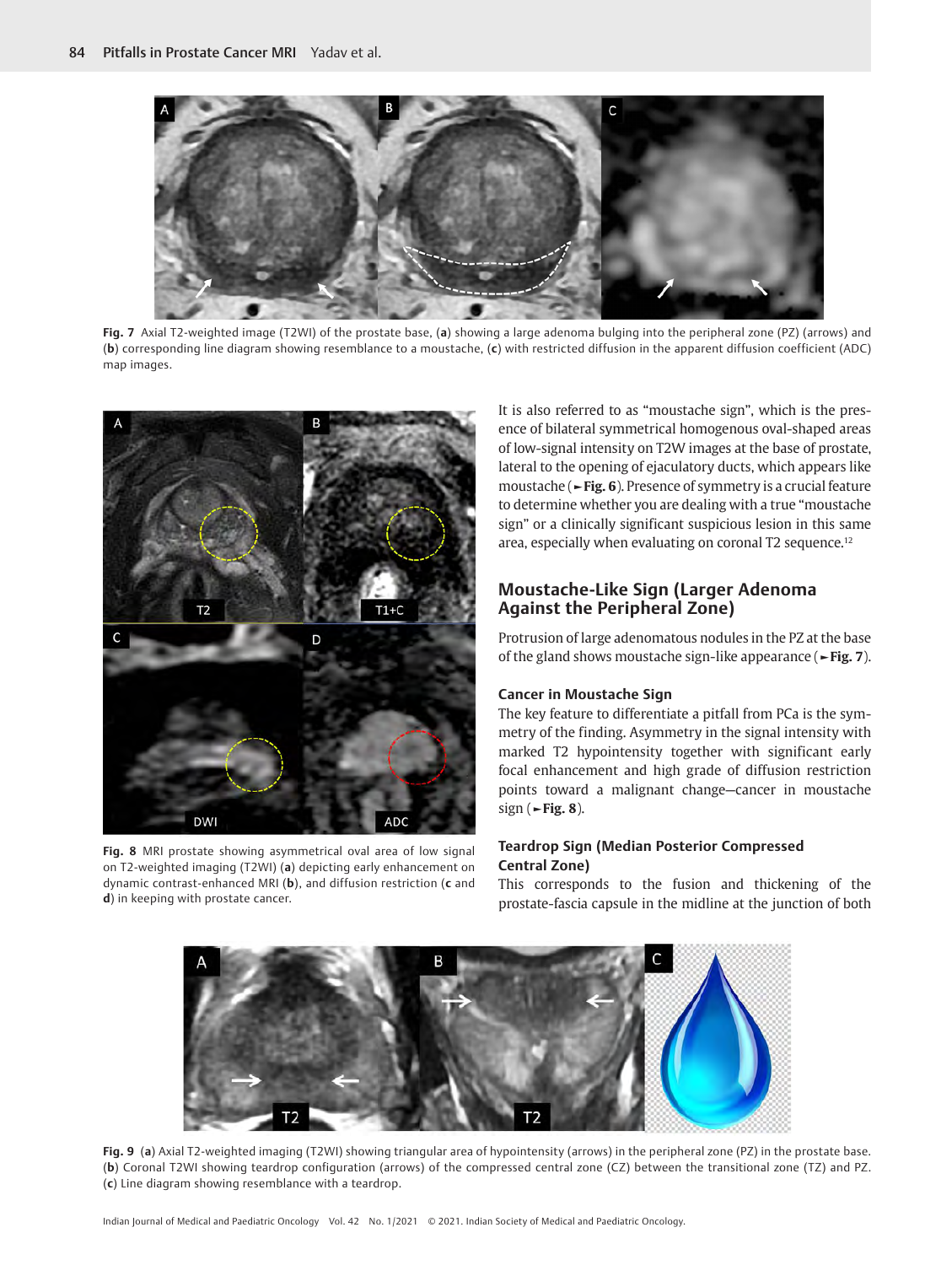Fig. 7 Axial T2-weighted image (T2WI) of the prostate base, (**a**) showing a large adenoma bulging into the peripheral zone (PZ) (arrows) and (**b**) corresponding line diagram showing resemblance to a moustache, (**c**) with restricted diffusion in the apparent diffusion coefficient (ADC) map images.

Fig. 8 MRI prostate showing asymmetrical oval area of low signal on T2-weighted imaging (T2WI) (**a**) depicting early enhancement on dynamic contrast-enhanced MRI (**b**), and diffusion restriction (**c** and **d**) in keeping with prostate cancer.

It is also referred to as "moustache sign", which is the presence of bilateral symmetrical homogenous oval-shaped areas of low-signal intensity on T2W images at the base of prostate, lateral to the opening of ejaculatory ducts, which appears like moustache (►**Fig. 6**). Presence of symmetry is a crucial feature to determine whether you are dealing with a true "moustache sign" or a clinically significant suspicious lesion in this same area, especially when evaluating on coronal T2 sequence.[12]

## Moustache-Like Sign (Larger Adenoma Against the Peripheral Zone)

Protrusion of large adenomatous nodules in the PZ at the base of the gland shows moustache sign-like appearance (►**Fig. 7**).

### Cancer in Moustache Sign

The key feature to differentiate a pitfall from PCa is the symmetry of the finding. Asymmetry in the signal intensity with marked T2 hypointensity together with significant early focal enhancement and high grade of diffusion restriction points toward a malignant change—cancer in moustache sign (►**Fig. 8**).

### Teardrop Sign (Median Posterior Compressed Central Zone)

This corresponds to the fusion and thickening of the prostate-fascia capsule in the midline at the junction of both

Fig. 9 (**a**) Axial T2-weighted imaging (T2WI) showing triangular area of hypointensity (arrows) in the peripheral zone (PZ) in the prostate base. (**b**) Coronal T2WI showing teardrop configuration (arrows) of the compressed central zone (CZ) between the transitional zone (TZ) and PZ. (**c**) Line diagram showing resemblance with a teardrop.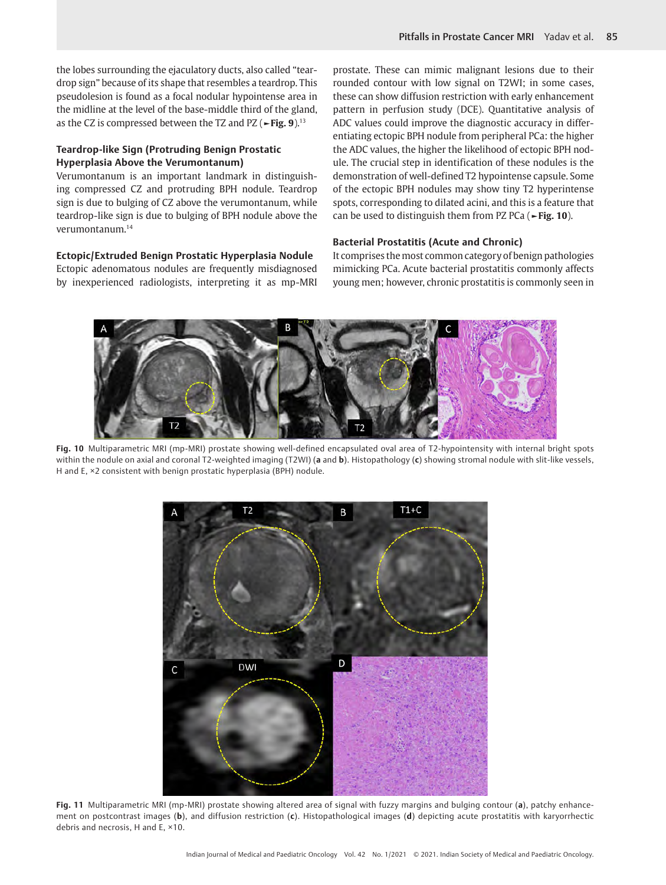the lobes surrounding the ejaculatory ducts, also called "teardrop sign" because of its shape that resembles a teardrop. This pseudolesion is found as a focal nodular hypointense area in the midline at the level of the base-middle third of the gland, as the CZ is compressed between the TZ and PZ (►Fig. 9).[13]

### Teardrop-like Sign (Protruding Benign Prostatic Hyperplasia Above the Verumontanum)

Verumontanum is an important landmark in distinguishing compressed CZ and protruding BPH nodule. Teardrop sign is due to bulging of CZ above the verumontanum, while teardrop-like sign is due to bulging of BPH nodule above the verumontanum.[14]

### Ectopic/Extruded Benign Prostatic Hyperplasia Nodule

Ectopic adenomatous nodules are frequently misdiagnosed by inexperienced radiologists, interpreting it as mp-MRI prostate. These can mimic malignant lesions due to their rounded contour with low signal on T2WI; in some cases, these can show diffusion restriction with early enhancement pattern in perfusion study (DCE). Quantitative analysis of ADC values could improve the diagnostic accuracy in differentiating ectopic BPH nodule from peripheral PCa: the higher the ADC values, the higher the likelihood of ectopic BPH nodule. The crucial step in identification of these nodules is the demonstration of well-defined T2 hypointense capsule. Some of the ectopic BPH nodules may show tiny T2 hyperintense spots, corresponding to dilated acini, and this is a feature that can be used to distinguish them from PZ PCa (►Fig. 10).

### Bacterial Prostatitis (Acute and Chronic)

It comprises the most common category of benign pathologies mimicking PCa. Acute bacterial prostatitis commonly affects young men; however, chronic prostatitis is commonly seen in

**Fig. 10** Multiparametric MRI (mp-MRI) prostate showing well-defined encapsulated oval area of T2-hypointensity with internal bright spots within the nodule on axial and coronal T2-weighted imaging (T2WI) (**a** and **b**). Histopathology (**c**) showing stromal nodule with slit-like vessels, H and E, ×2 consistent with benign prostatic hyperplasia (BPH) nodule.

**Fig. 11** Multiparametric MRI (mp-MRI) prostate showing altered area of signal with fuzzy margins and bulging contour (**a**), patchy enhancement on postcontrast images (**b**), and diffusion restriction (**c**). Histopathological images (**d**) depicting acute prostatitis with karyorrhectic debris and necrosis, H and E, ×10.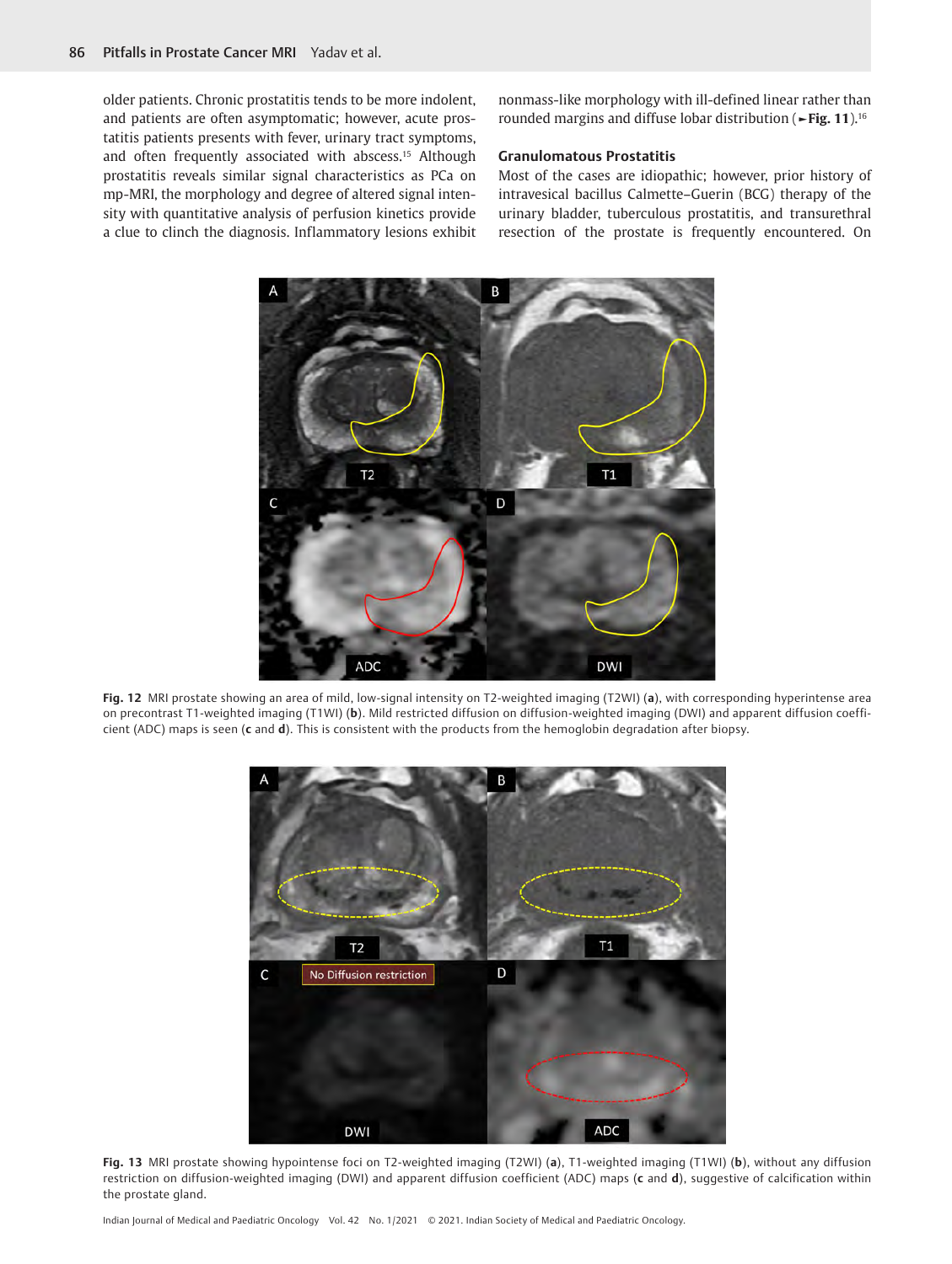older patients. Chronic prostatitis tends to be more indolent, and patients are often asymptomatic; however, acute prostatitis patients presents with fever, urinary tract symptoms, and often frequently associated with abscess.[15] Although prostatitis reveals similar signal characteristics as PCa on mp-MRI, the morphology and degree of altered signal intensity with quantitative analysis of perfusion kinetics provide a clue to clinch the diagnosis. Inflammatory lesions exhibit nonmass-like morphology with ill-defined linear rather than rounded margins and diffuse lobar distribution (►**Fig. 11**).[16]

### Granulomatous Prostatitis

Most of the cases are idiopathic; however, prior history of intravesical bacillus Calmette–Guerin (BCG) therapy of the urinary bladder, tuberculous prostatitis, and transurethral resection of the prostate is frequently encountered. On

**Fig. 12** MRI prostate showing an area of mild, low-signal intensity on T2-weighted imaging (T2WI) (**a**), with corresponding hyperintense area on precontrast T1-weighted imaging (T1WI) (**b**). Mild restricted diffusion on diffusion-weighted imaging (DWI) and apparent diffusion coefficient (ADC) maps is seen (**c** and **d**). This is consistent with the products from the hemoglobin degradation after biopsy.

**Fig. 13** MRI prostate showing hypointense foci on T2-weighted imaging (T2WI) (**a**), T1-weighted imaging (T1WI) (**b**), without any diffusion restriction on diffusion-weighted imaging (DWI) and apparent diffusion coefficient (ADC) maps (**c** and **d**), suggestive of calcification within the prostate gland.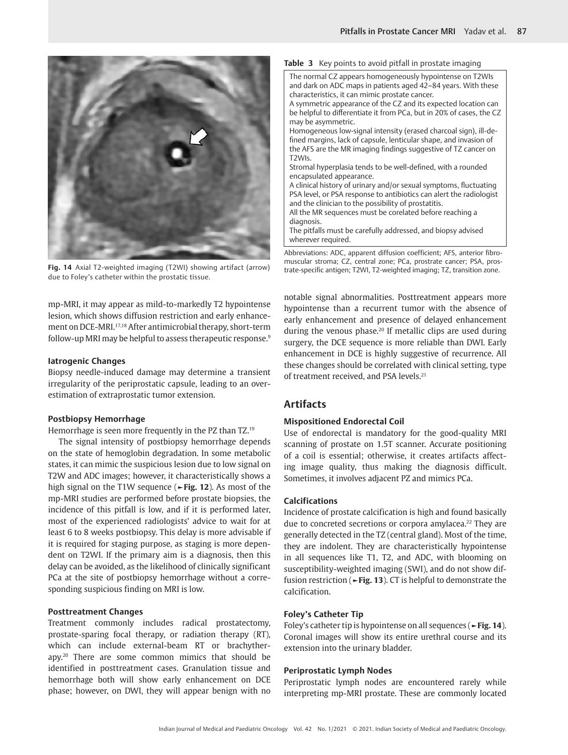Fig. 14 Axial T2-weighted imaging (T2WI) showing artifact (arrow) due to Foley's catheter within the prostatic tissue.

**Table 3** Key points to avoid pitfall in prostate imaging

| |
|---|
| The normal CZ appears homogeneously hypointense on T2WIs and dark on ADC maps in patients aged 42–84 years. With these characteristics, it can mimic prostate cancer. |
| A symmetric appearance of the CZ and its expected location can be helpful to differentiate it from PCa, but in 20% of cases, the CZ may be asymmetric. |
| Homogeneous low-signal intensity (erased charcoal sign), ill-defined margins, lack of capsule, lenticular shape, and invasion of the AFS are the MR imaging findings suggestive of TZ cancer on T2WIs. |
| Stromal hyperplasia tends to be well-defined, with a rounded encapsulated appearance. |
| A clinical history of urinary and/or sexual symptoms, fluctuating PSA level, or PSA response to antibiotics can alert the radiologist and the clinician to the possibility of prostatitis. |
| All the MR sequences must be corelated before reaching a diagnosis. |
| The pitfalls must be carefully addressed, and biopsy advised wherever required. |

Abbreviations: ADC, apparent diffusion coefficient; AFS, anterior fibromuscular stroma; CZ, central zone; PCa, prostrate cancer; PSA, prostrate-specific antigen; T2WI, T2-weighted imaging; TZ, transition zone.

mp-MRI, it may appear as mild-to-markedly T2 hypointense lesion, which shows diffusion restriction and early enhancement on DCE-MRI.[17,18] After antimicrobial therapy, short-term follow-up MRI may be helpful to assess therapeutic response.[9]

#### Iatrogenic Changes

Biopsy needle-induced damage may determine a transient irregularity of the periprostatic capsule, leading to an overestimation of extraprostatic tumor extension.

#### Postbiopsy Hemorrhage

Hemorrhage is seen more frequently in the PZ than TZ.[19]

The signal intensity of postbiopsy hemorrhage depends on the state of hemoglobin degradation. In some metabolic states, it can mimic the suspicious lesion due to low signal on T2W and ADC images; however, it characteristically shows a high signal on the T1W sequence (►Fig. 12). As most of the mp-MRI studies are performed before prostate biopsies, the incidence of this pitfall is low, and if it is performed later, most of the experienced radiologists' advice to wait for at least 6 to 8 weeks postbiopsy. This delay is more advisable if it is required for staging purpose, as staging is more dependent on T2WI. If the primary aim is a diagnosis, then this delay can be avoided, as the likelihood of clinically significant PCa at the site of postbiopsy hemorrhage without a corresponding suspicious finding on MRI is low.

#### Posttreatment Changes

Treatment commonly includes radical prostatectomy, prostate-sparing focal therapy, or radiation therapy (RT), which can include external-beam RT or brachytherapy.[20] There are some common mimics that should be identified in posttreatment cases. Granulation tissue and hemorrhage both will show early enhancement on DCE phase; however, on DWI, they will appear benign with no notable signal abnormalities. Posttreatment appears more hypointense than a recurrent tumor with the absence of early enhancement and presence of delayed enhancement during the venous phase.[20] If metallic clips are used during surgery, the DCE sequence is more reliable than DWI. Early enhancement in DCE is highly suggestive of recurrence. All these changes should be correlated with clinical setting, type of treatment received, and PSA levels.[21]

## Artifacts

#### Mispositioned Endorectal Coil

Use of endorectal is mandatory for the good-quality MRI scanning of prostate on 1.5T scanner. Accurate positioning of a coil is essential; otherwise, it creates artifacts affecting image quality, thus making the diagnosis difficult. Sometimes, it involves adjacent PZ and mimics PCa.

#### Calcifications

Incidence of prostate calcification is high and found basically due to concreted secretions or corpora amylacea.[22] They are generally detected in the TZ (central gland). Most of the time, they are indolent. They are characteristically hypointense in all sequences like T1, T2, and ADC, with blooming on susceptibility-weighted imaging (SWI), and do not show diffusion restriction (►Fig. 13). CT is helpful to demonstrate the calcification.

#### Foley's Catheter Tip

Foley's catheter tip is hypointense on all sequences (►Fig. 14). Coronal images will show its entire urethral course and its extension into the urinary bladder.

#### Periprostatic Lymph Nodes

Periprostatic lymph nodes are encountered rarely while interpreting mp-MRI prostate. These are commonly located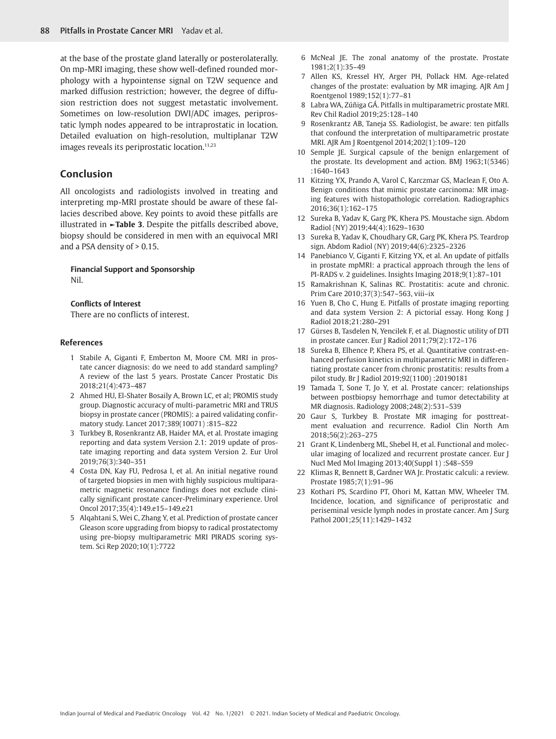at the base of the prostate gland laterally or posterolaterally. On mp-MRI imaging, these show well-defined rounded morphology with a hypointense signal on T2W sequence and marked diffusion restriction; however, the degree of diffusion restriction does not suggest metastatic involvement. Sometimes on low-resolution DWI/ADC images, periprostatic lymph nodes appeared to be intraprostatic in location. Detailed evaluation on high-resolution, multiplanar T2W images reveals its periprostatic location.[11,23]

## Conclusion

All oncologists and radiologists involved in treating and interpreting mp-MRI prostate should be aware of these fallacies described above. Key points to avoid these pitfalls are illustrated in ►**Table 3**. Despite the pitfalls described above, biopsy should be considered in men with an equivocal MRI and a PSA density of > 0.15.

**Financial Support and Sponsorship**
Nil.

**Conflicts of Interest**
There are no conflicts of interest.

## References

1. Stabile A, Giganti F, Emberton M, Moore CM. MRI in prostate cancer diagnosis: do we need to add standard sampling? A review of the last 5 years. Prostate Cancer Prostatic Dis 2018;21(4):473–487
2. Ahmed HU, El-Shater Bosaily A, Brown LC, et al; PROMIS study group. Diagnostic accuracy of multi-parametric MRI and TRUS biopsy in prostate cancer (PROMIS): a paired validating confirmatory study. Lancet 2017;389(10071) :815–822
3. Turkbey B, Rosenkrantz AB, Haider MA, et al. Prostate imaging reporting and data system Version 2.1: 2019 update of prostate imaging reporting and data system Version 2. Eur Urol 2019;76(3):340–351
4. Costa DN, Kay FU, Pedrosa I, et al. An initial negative round of targeted biopsies in men with highly suspicious multiparametric magnetic resonance findings does not exclude clinically significant prostate cancer-Preliminary experience. Urol Oncol 2017;35(4):149.e15–149.e21
5. Alqahtani S, Wei C, Zhang Y, et al. Prediction of prostate cancer Gleason score upgrading from biopsy to radical prostatectomy using pre-biopsy multiparametric MRI PIRADS scoring system. Sci Rep 2020;10(1):7722
6. McNeal JE. The zonal anatomy of the prostate. Prostate 1981;2(1):35–49
7. Allen KS, Kressel HY, Arger PH, Pollack HM. Age-related changes of the prostate: evaluation by MR imaging. AJR Am J Roentgenol 1989;152(1):77–81
8. Labra WA, Zúñiga GÁ. Pitfalls in multiparametric prostate MRI. Rev Chil Radiol 2019;25:128–140
9. Rosenkrantz AB, Taneja SS. Radiologist, be aware: ten pitfalls that confound the interpretation of multiparametric prostate MRI. AJR Am J Roentgenol 2014;202(1):109–120
10. Semple JE. Surgical capsule of the benign enlargement of the prostate. Its development and action. BMJ 1963;1(5346) :1640–1643
11. Kitzing YX, Prando A, Varol C, Karczmar GS, Maclean F, Oto A. Benign conditions that mimic prostate carcinoma: MR imaging features with histopathologic correlation. Radiographics 2016;36(1):162–175
12. Sureka B, Yadav K, Garg PK, Khera PS. Moustache sign. Abdom Radiol (NY) 2019;44(4):1629–1630
13. Sureka B, Yadav K, Choudhary GR, Garg PK, Khera PS. Teardrop sign. Abdom Radiol (NY) 2019;44(6):2325–2326
14. Panebianco V, Giganti F, Kitzing YX, et al. An update of pitfalls in prostate mpMRI: a practical approach through the lens of PI-RADS v. 2 guidelines. Insights Imaging 2018;9(1):87–101
15. Ramakrishnan K, Salinas RC. Prostatitis: acute and chronic. Prim Care 2010;37(3):547–563, viii–ix
16. Yuen B, Cho C, Hung E. Pitfalls of prostate imaging reporting and data system Version 2: A pictorial essay. Hong Kong J Radiol 2018;21:280–291
17. Gürses B, Tasdelen N, Yencilek F, et al. Diagnostic utility of DTI in prostate cancer. Eur J Radiol 2011;79(2):172–176
18. Sureka B, Elhence P, Khera PS, et al. Quantitative contrast-enhanced perfusion kinetics in multiparametric MRI in differentiating prostate cancer from chronic prostatitis: results from a pilot study. Br J Radiol 2019;92(1100) :20190181
19. Tamada T, Sone T, Jo Y, et al. Prostate cancer: relationships between postbiopsy hemorrhage and tumor detectability at MR diagnosis. Radiology 2008;248(2):531–539
20. Gaur S, Turkbey B. Prostate MR imaging for posttreatment evaluation and recurrence. Radiol Clin North Am 2018;56(2):263–275
21. Grant K, Lindenberg ML, Shebel H, et al. Functional and molecular imaging of localized and recurrent prostate cancer. Eur J Nucl Med Mol Imaging 2013;40(Suppl 1) :S48–S59
22. Klimas R, Bennett B, Gardner WA Jr. Prostatic calculi: a review. Prostate 1985;7(1):91–96
23. Kothari PS, Scardino PT, Ohori M, Kattan MW, Wheeler TM. Incidence, location, and significance of periprostatic and periseminal vesicle lymph nodes in prostate cancer. Am J Surg Pathol 2001;25(11):1429–1432